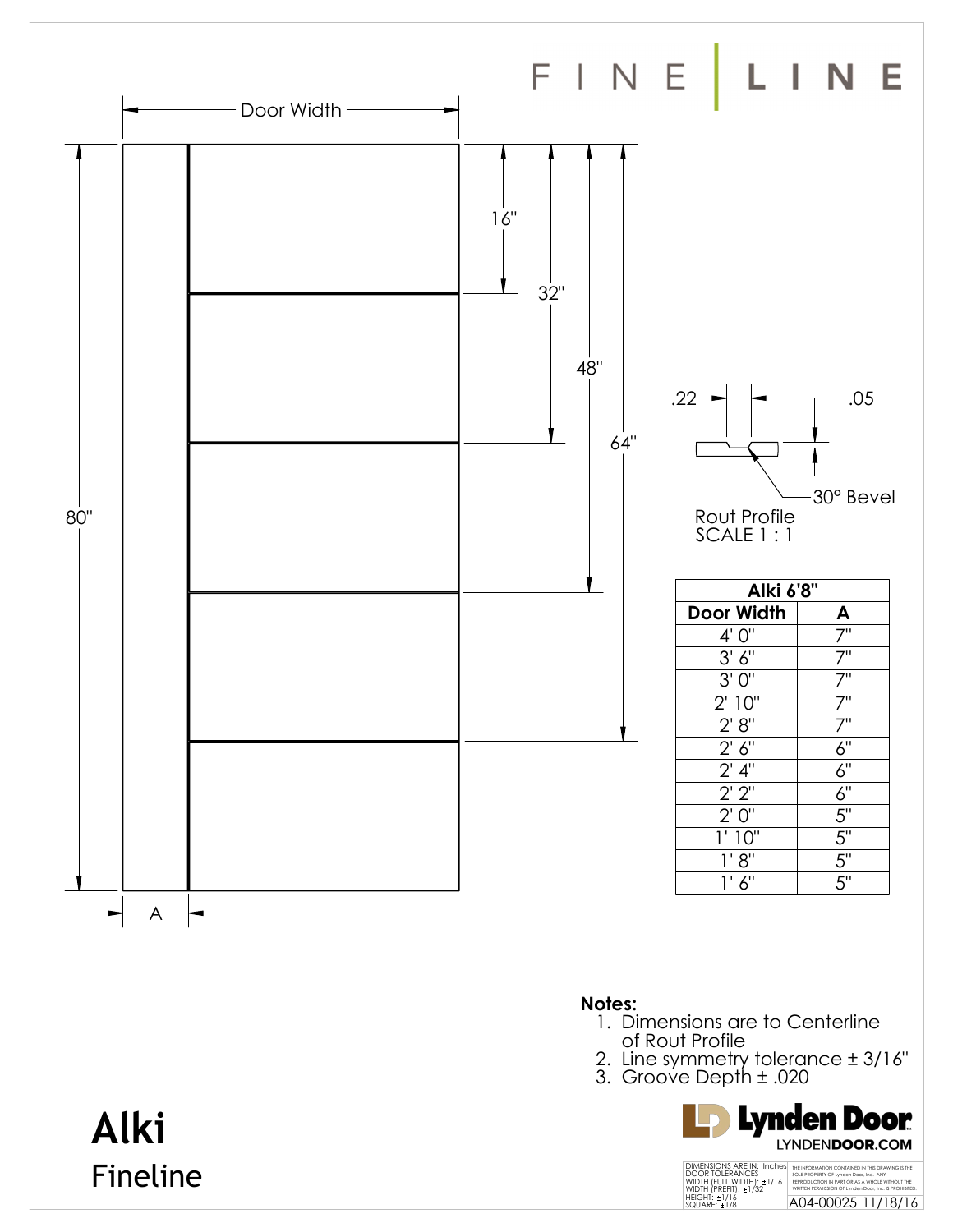# FINE | LINE

Door Width

16"

32"

48"

64"

80"

A

.22

.05

30° Bevel

Rout Profile
SCALE 1 : 1

| Alki 6'8" | |
| --- | --- |
| **Door Width** | **A** |
| 4' 0" | 7" |
| 3' 6" | 7" |
| 3' 0" | 7" |
| 2' 10" | 7" |
| 2' 8" | 7" |
| 2' 6" | 6" |
| 2' 4" | 6" |
| 2' 2" | 6" |
| 2' 0" | 5" |
| 1' 10" | 5" |
| 1' 8" | 5" |
| 1' 6" | 5" |

**Notes:**

1. Dimensions are to Centerline of Rout Profile
2. Line symmetry tolerance ± 3/16"
3. Groove Depth ± .020

# Alki

## Fineline

Lynden Door
LYNDENDOOR.COM

DIMENSIONS ARE IN: Inches
DOOR TOLERANCES
WIDTH (FULL WIDTH): ±1/16
WIDTH (PREFIT): ±1/32
HEIGHT: ±1/16
SQUARE: ±1/8

THE INFORMATION CONTAINED IN THIS DRAWING IS THE SOLE PROPERTY OF Lynden Door, Inc. ANY REPRODUCTION IN PART OR AS A WHOLE WITHOUT THE WRITTEN PERMISSION OF Lynden Door, Inc. IS PROHIBITED.

A04-00025 11/18/16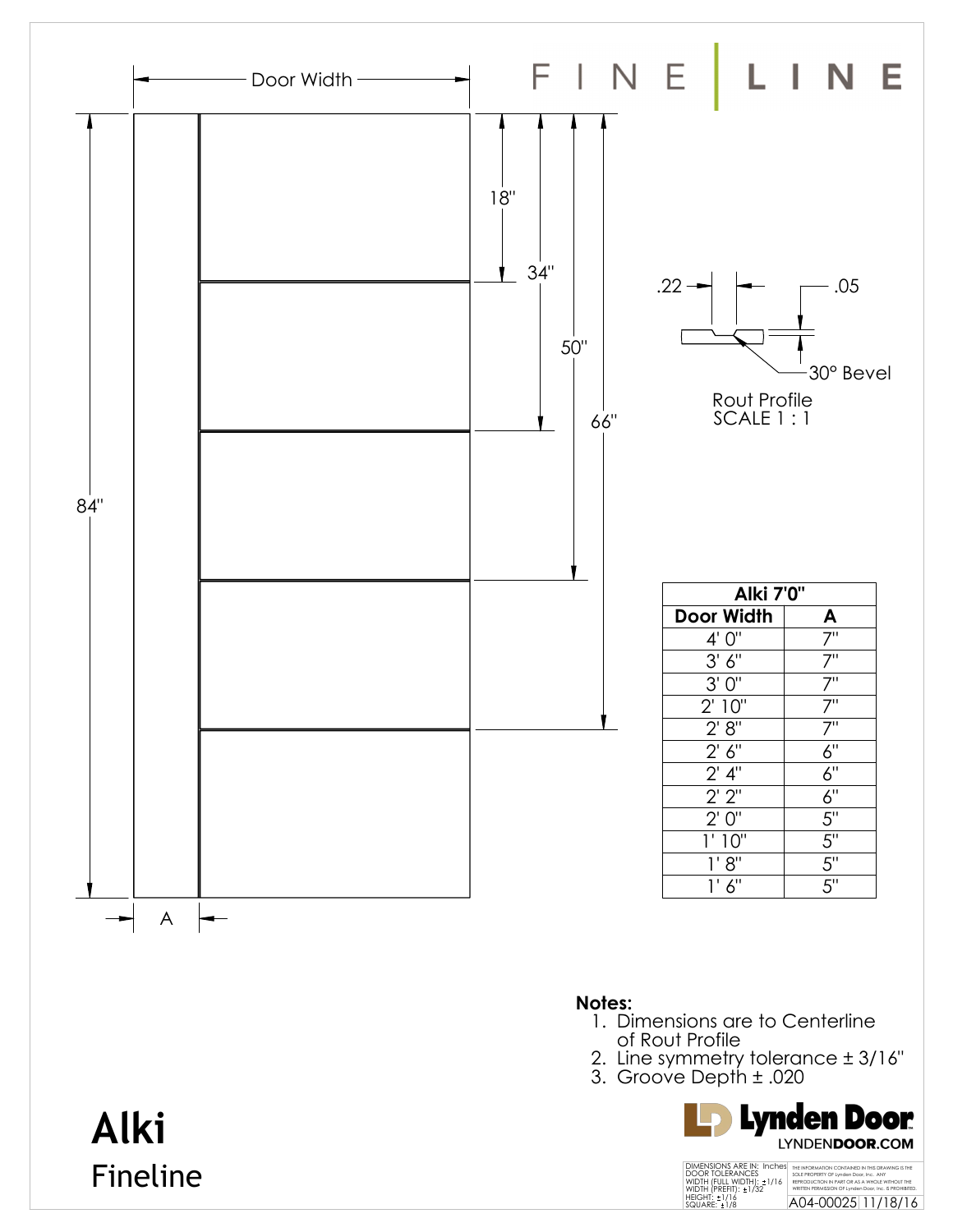FINE | LINE

Door Width

18"

34"

50"

66"

84"

A

.22

.05

30° Bevel

Rout Profile
SCALE 1 : 1

| Alki 7'0" | |
|---|---|
| Door Width | A |
| 4' 0" | 7" |
| 3' 6" | 7" |
| 3' 0" | 7" |
| 2' 10" | 7" |
| 2' 8" | 7" |
| 2' 6" | 6" |
| 2' 4" | 6" |
| 2' 2" | 6" |
| 2' 0" | 5" |
| 1' 10" | 5" |
| 1' 8" | 5" |
| 1' 6" | 5" |

**Notes:**

1. Dimensions are to Centerline of Rout Profile
2. Line symmetry tolerance ± 3/16"
3. Groove Depth ± .020

# Alki

## Fineline

Lynden Door
LYNDENDOOR.COM

DIMENSIONS ARE IN: Inches
DOOR TOLERANCES
WIDTH (FULL WIDTH): ±1/16
WIDTH (PREFIT): ±1/32
HEIGHT: ±1/16
SQUARE: ±1/8

THE INFORMATION CONTAINED IN THIS DRAWING IS THE SOLE PROPERTY OF Lynden Door, Inc. ANY REPRODUCTION IN PART OR AS A WHOLE WITHOUT THE WRITTEN PERMISSION OF Lynden Door, Inc. IS PROHIBITED.

A04-00025 11/18/16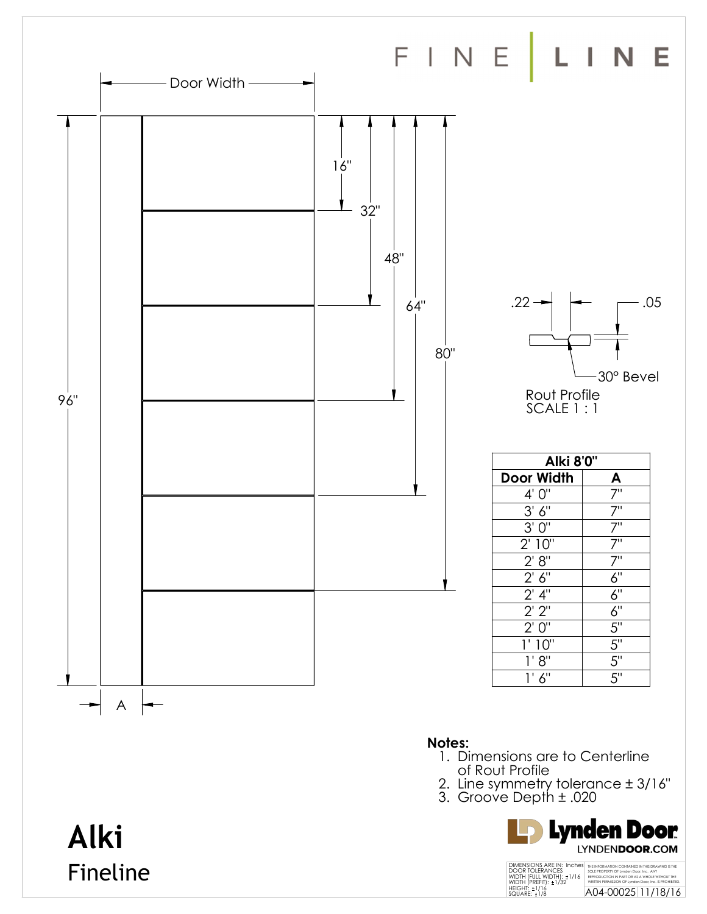FINE | LINE

Door Width

16"

32"

48"

64"

80"

96"

A

.22

.05

30° Bevel

Rout Profile
SCALE 1 : 1

| Alki 8'0" | |
|---|---|
| **Door Width** | **A** |
| 4' 0" | 7" |
| 3' 6" | 7" |
| 3' 0" | 7" |
| 2' 10" | 7" |
| 2' 8" | 7" |
| 2' 6" | 6" |
| 2' 4" | 6" |
| 2' 2" | 6" |
| 2' 0" | 5" |
| 1' 10" | 5" |
| 1' 8" | 5" |
| 1' 6" | 5" |

**Notes:**

1. Dimensions are to Centerline of Rout Profile
2. Line symmetry tolerance ± 3/16"
3. Groove Depth ± .020

# Alki

## Fineline

Lynden Door
LYNDENDOOR.COM

DIMENSIONS ARE IN: Inches
DOOR TOLERANCES
WIDTH (FULL WIDTH): ±1/16
WIDTH (PREFIT): ±1/32
HEIGHT: ±1/16
SQUARE: ±1/8

THE INFORMATION CONTAINED IN THIS DRAWING IS THE SOLE PROPERTY OF Lynden Door, Inc. ANY REPRODUCTION IN PART OR AS A WHOLE WITHOUT THE WRITTEN PERMISSION OF Lynden Door, Inc. IS PROHIBITED.

A04-00025 11/18/16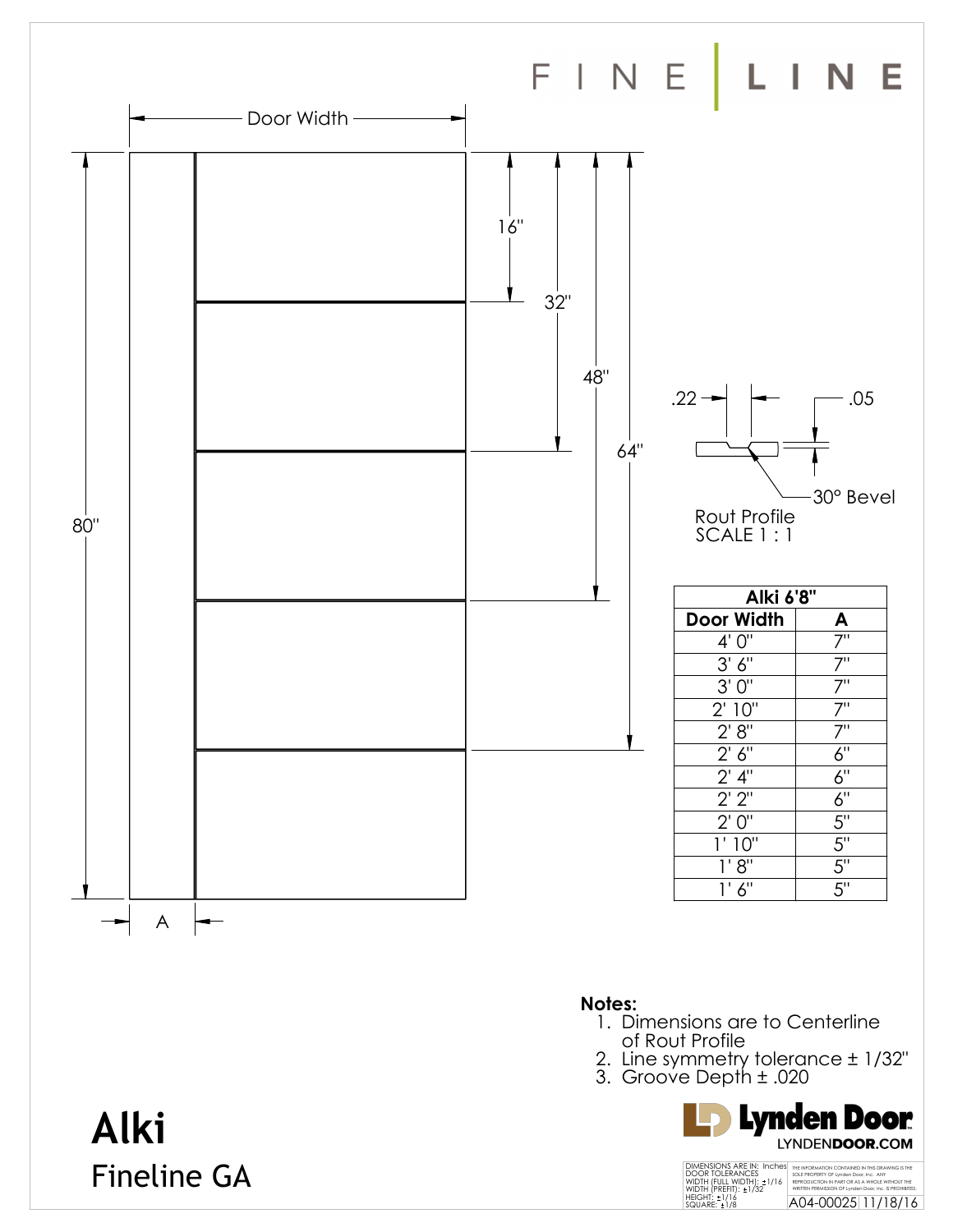FINE | LINE

Door Width

16"

32"

48"

64"

80"

A

.22

.05

30° Bevel

Rout Profile
SCALE 1 : 1

| Alki 6'8" | |
|---|---|
| Door Width | A |
| 4' 0" | 7" |
| 3' 6" | 7" |
| 3' 0" | 7" |
| 2' 10" | 7" |
| 2' 8" | 7" |
| 2' 6" | 6" |
| 2' 4" | 6" |
| 2' 2" | 6" |
| 2' 0" | 5" |
| 1' 10" | 5" |
| 1' 8" | 5" |
| 1' 6" | 5" |

**Notes:**

1. Dimensions are to Centerline of Rout Profile
2. Line symmetry tolerance ± 1/32"
3. Groove Depth ± .020

# Alki

## Fineline GA

Lynden Door
LYNDENDOOR.COM

DIMENSIONS ARE IN: Inches
DOOR TOLERANCES
WIDTH (FULL WIDTH): ±1/16
WIDTH (PREFIT): ±1/32
HEIGHT: ±1/16
SQUARE: ±1/8

THE INFORMATION CONTAINED IN THIS DRAWING IS THE SOLE PROPERTY OF Lynden Door, Inc. ANY REPRODUCTION IN PART OR AS A WHOLE WITHOUT THE WRITTEN PERMISSION OF Lynden Door, Inc. IS PROHIBITED.

A04-00025 11/18/16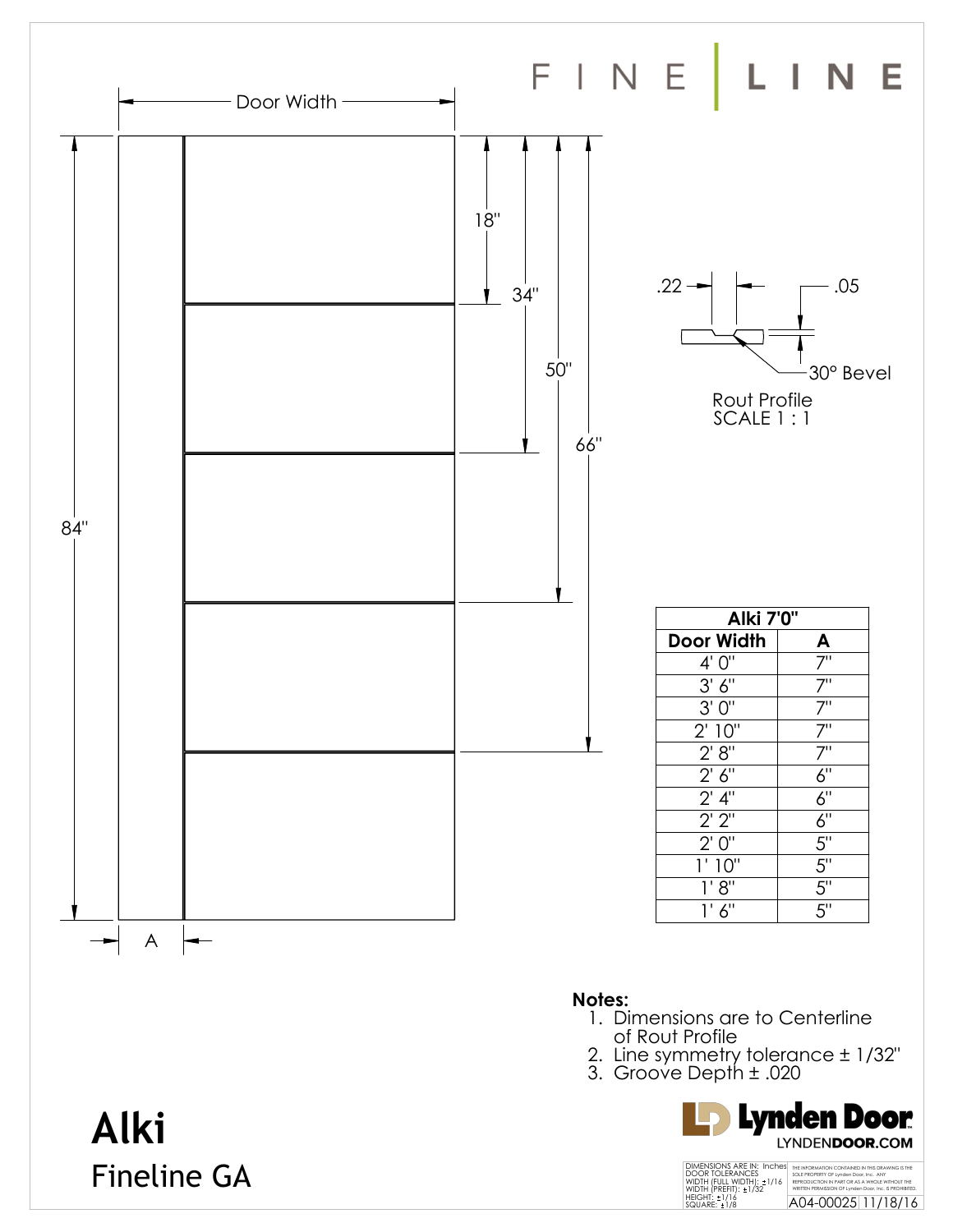# FINE | LINE

Door Width

84"

18"

34"

50"

66"

A

.22

.05

30° Bevel

Rout Profile
SCALE 1 : 1

| Alki 7'0" | |
|---|---|
| **Door Width** | **A** |
| 4' 0" | 7" |
| 3' 6" | 7" |
| 3' 0" | 7" |
| 2' 10" | 7" |
| 2' 8" | 7" |
| 2' 6" | 6" |
| 2' 4" | 6" |
| 2' 2" | 6" |
| 2' 0" | 5" |
| 1' 10" | 5" |
| 1' 8" | 5" |
| 1' 6" | 5" |

**Notes:**
1. Dimensions are to Centerline of Rout Profile
2. Line symmetry tolerance ± 1/32"
3. Groove Depth ± .020

# Alki
## Fineline GA

Lynden Door
LYNDEN**DOOR**.COM

DIMENSIONS ARE IN: Inches
DOOR TOLERANCES
WIDTH (FULL WIDTH): ±1/16
WIDTH (PREFIT): ±1/32
HEIGHT: ±1/16
SQUARE: ±1/8

THE INFORMATION CONTAINED IN THIS DRAWING IS THE SOLE PROPERTY OF Lynden Door, Inc. ANY REPRODUCTION IN PART OR AS A WHOLE WITHOUT THE WRITTEN PERMISSION OF Lynden Door, Inc. IS PROHIBITED.

A04-00025 11/18/16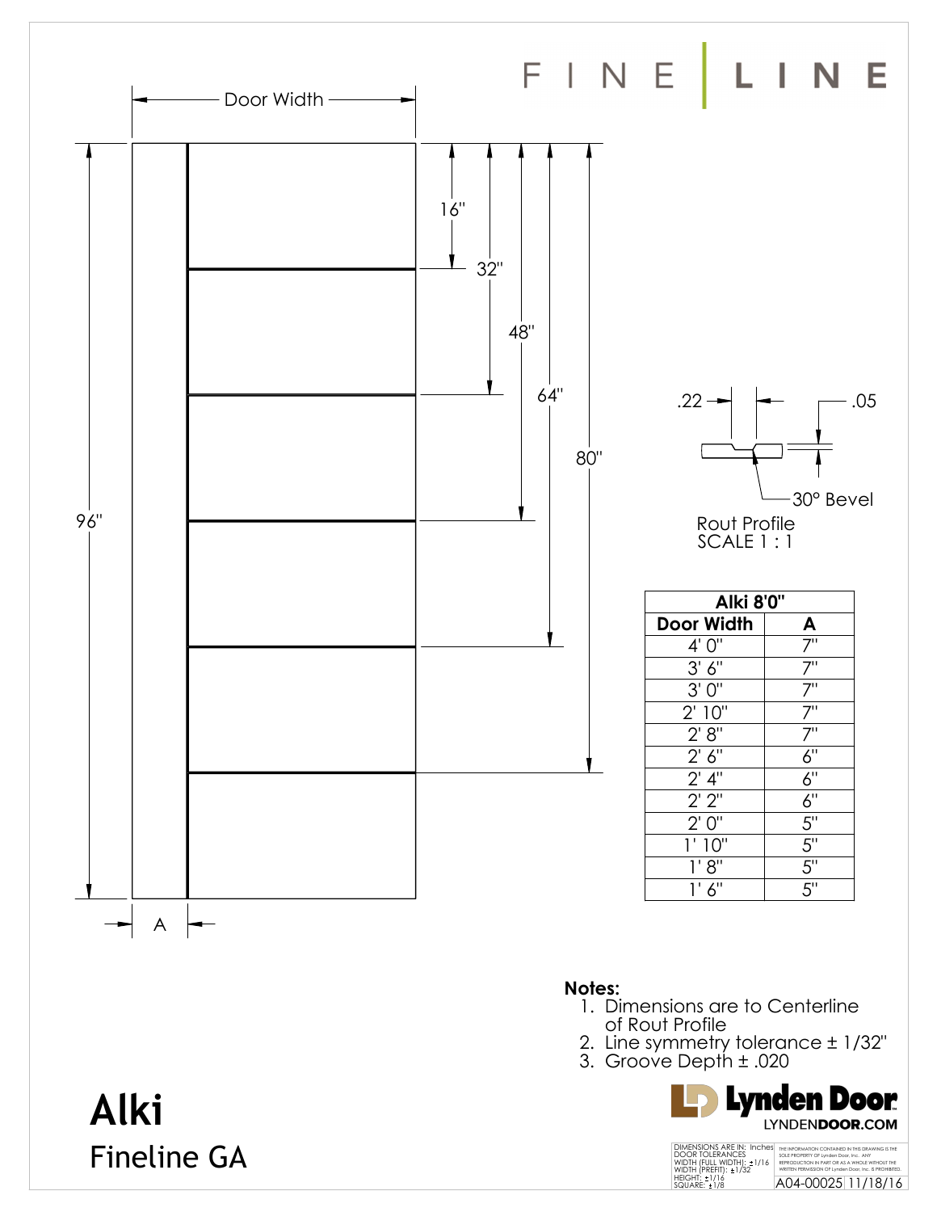FINE | LINE

Door Width

16"

32"

48"

64"

80"

96"

A

.22

.05

30° Bevel

Rout Profile
SCALE 1 : 1

| Alki 8'0" | |
|---|---|
| **Door Width** | **A** |
| 4' 0" | 7" |
| 3' 6" | 7" |
| 3' 0" | 7" |
| 2' 10" | 7" |
| 2' 8" | 7" |
| 2' 6" | 6" |
| 2' 4" | 6" |
| 2' 2" | 6" |
| 2' 0" | 5" |
| 1' 10" | 5" |
| 1' 8" | 5" |
| 1' 6" | 5" |

**Notes:**

1. Dimensions are to Centerline of Rout Profile
2. Line symmetry tolerance ± 1/32"
3. Groove Depth ± .020

# Alki

Fineline GA

Lynden Door

LYNDENDOOR.COM

DIMENSIONS ARE IN: Inches
DOOR TOLERANCES
WIDTH (FULL WIDTH): ±1/16
WIDTH (PREFIT): ±1/32
HEIGHT: ±1/16
SQUARE: ±1/8

THE INFORMATION CONTAINED IN THIS DRAWING IS THE SOLE PROPERTY OF Lynden Door, Inc. ANY REPRODUCTION IN PART OR AS A WHOLE WITHOUT THE WRITTEN PERMISSION OF Lynden Door, Inc. IS PROHIBITED.

A04-00025 11/18/16